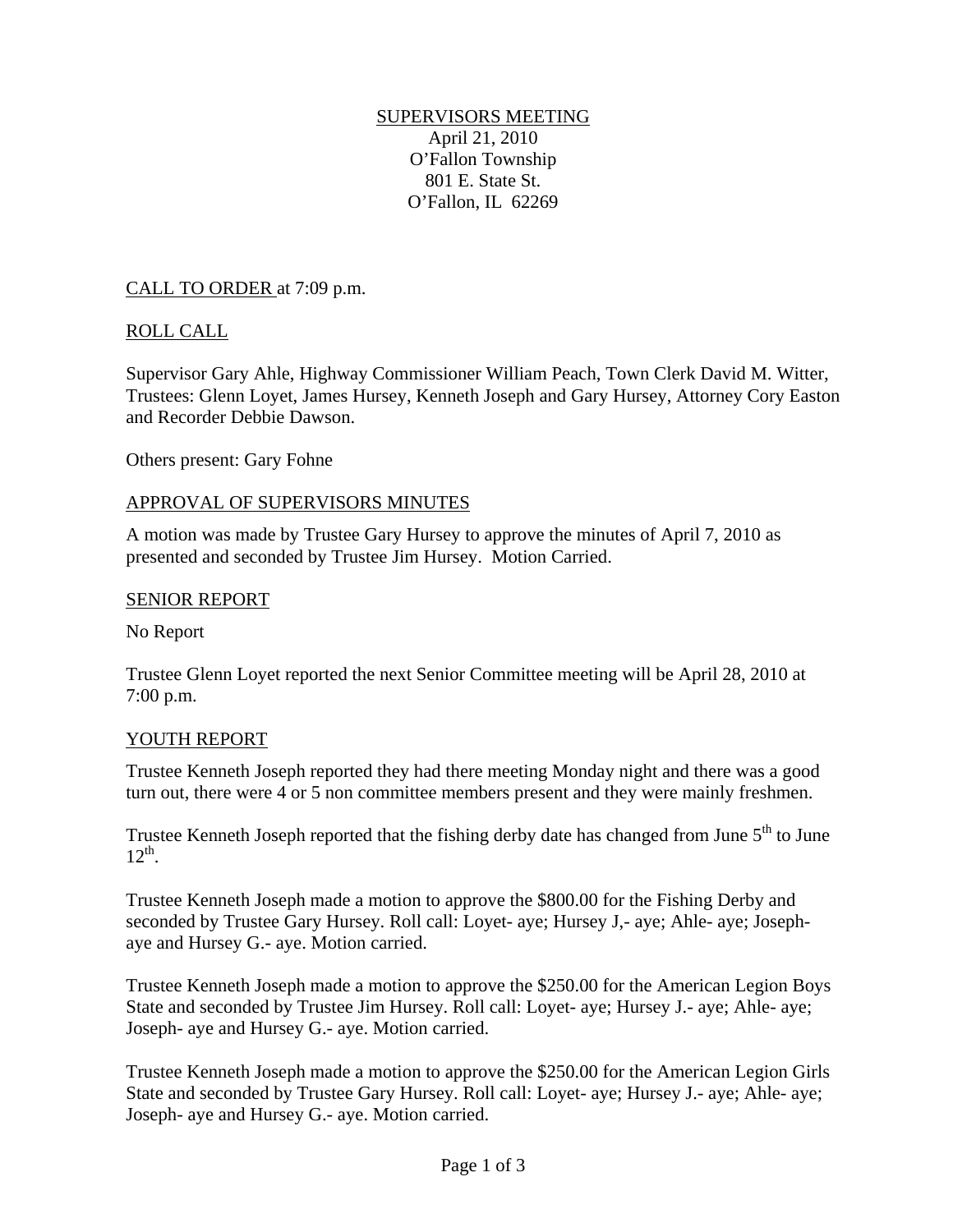SUPERVISORS MEETING
April 21, 2010
O'Fallon Township
801 E. State St.
O'Fallon, IL 62269

CALL TO ORDER at 7:09 p.m.

ROLL CALL

Supervisor Gary Ahle, Highway Commissioner William Peach, Town Clerk David M. Witter, Trustees: Glenn Loyet, James Hursey, Kenneth Joseph and Gary Hursey, Attorney Cory Easton and Recorder Debbie Dawson.

Others present: Gary Fohne

APPROVAL OF SUPERVISORS MINUTES

A motion was made by Trustee Gary Hursey to approve the minutes of April 7, 2010 as presented and seconded by Trustee Jim Hursey. Motion Carried.

SENIOR REPORT

No Report

Trustee Glenn Loyet reported the next Senior Committee meeting will be April 28, 2010 at 7:00 p.m.

YOUTH REPORT

Trustee Kenneth Joseph reported they had there meeting Monday night and there was a good turn out, there were 4 or 5 non committee members present and they were mainly freshmen.

Trustee Kenneth Joseph reported that the fishing derby date has changed from June 5th to June 12th.

Trustee Kenneth Joseph made a motion to approve the $800.00 for the Fishing Derby and seconded by Trustee Gary Hursey. Roll call: Loyet- aye; Hursey J,- aye; Ahle- aye; Joseph- aye and Hursey G.- aye. Motion carried.

Trustee Kenneth Joseph made a motion to approve the $250.00 for the American Legion Boys State and seconded by Trustee Jim Hursey. Roll call: Loyet- aye; Hursey J.- aye; Ahle- aye; Joseph- aye and Hursey G.- aye. Motion carried.

Trustee Kenneth Joseph made a motion to approve the $250.00 for the American Legion Girls State and seconded by Trustee Gary Hursey. Roll call: Loyet- aye; Hursey J.- aye; Ahle- aye; Joseph- aye and Hursey G.- aye. Motion carried.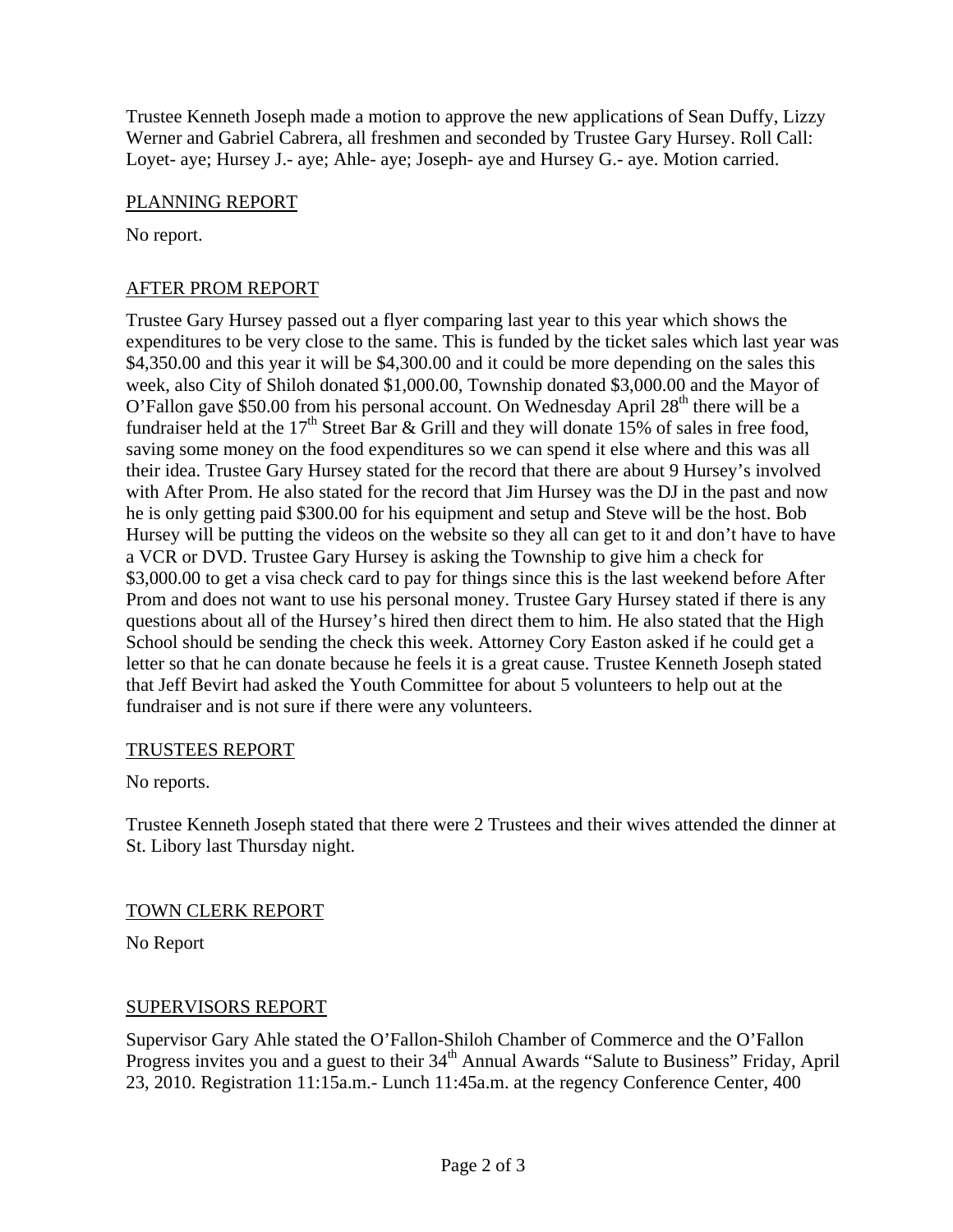Trustee Kenneth Joseph made a motion to approve the new applications of Sean Duffy, Lizzy Werner and Gabriel Cabrera, all freshmen and seconded by Trustee Gary Hursey. Roll Call: Loyet- aye; Hursey J.- aye; Ahle- aye; Joseph- aye and Hursey G.- aye. Motion carried.

PLANNING REPORT

No report.

AFTER PROM REPORT

Trustee Gary Hursey passed out a flyer comparing last year to this year which shows the expenditures to be very close to the same. This is funded by the ticket sales which last year was $4,350.00 and this year it will be $4,300.00 and it could be more depending on the sales this week, also City of Shiloh donated $1,000.00, Township donated $3,000.00 and the Mayor of O'Fallon gave $50.00 from his personal account. On Wednesday April 28th there will be a fundraiser held at the 17th Street Bar & Grill and they will donate 15% of sales in free food, saving some money on the food expenditures so we can spend it else where and this was all their idea. Trustee Gary Hursey stated for the record that there are about 9 Hursey's involved with After Prom. He also stated for the record that Jim Hursey was the DJ in the past and now he is only getting paid $300.00 for his equipment and setup and Steve will be the host. Bob Hursey will be putting the videos on the website so they all can get to it and don't have to have a VCR or DVD. Trustee Gary Hursey is asking the Township to give him a check for $3,000.00 to get a visa check card to pay for things since this is the last weekend before After Prom and does not want to use his personal money. Trustee Gary Hursey stated if there is any questions about all of the Hursey's hired then direct them to him. He also stated that the High School should be sending the check this week. Attorney Cory Easton asked if he could get a letter so that he can donate because he feels it is a great cause. Trustee Kenneth Joseph stated that Jeff Bevirt had asked the Youth Committee for about 5 volunteers to help out at the fundraiser and is not sure if there were any volunteers.

TRUSTEES REPORT

No reports.

Trustee Kenneth Joseph stated that there were 2 Trustees and their wives attended the dinner at St. Libory last Thursday night.

TOWN CLERK REPORT

No Report

SUPERVISORS REPORT

Supervisor Gary Ahle stated the O'Fallon-Shiloh Chamber of Commerce and the O'Fallon Progress invites you and a guest to their 34th Annual Awards "Salute to Business" Friday, April 23, 2010. Registration 11:15a.m.- Lunch 11:45a.m. at the regency Conference Center, 400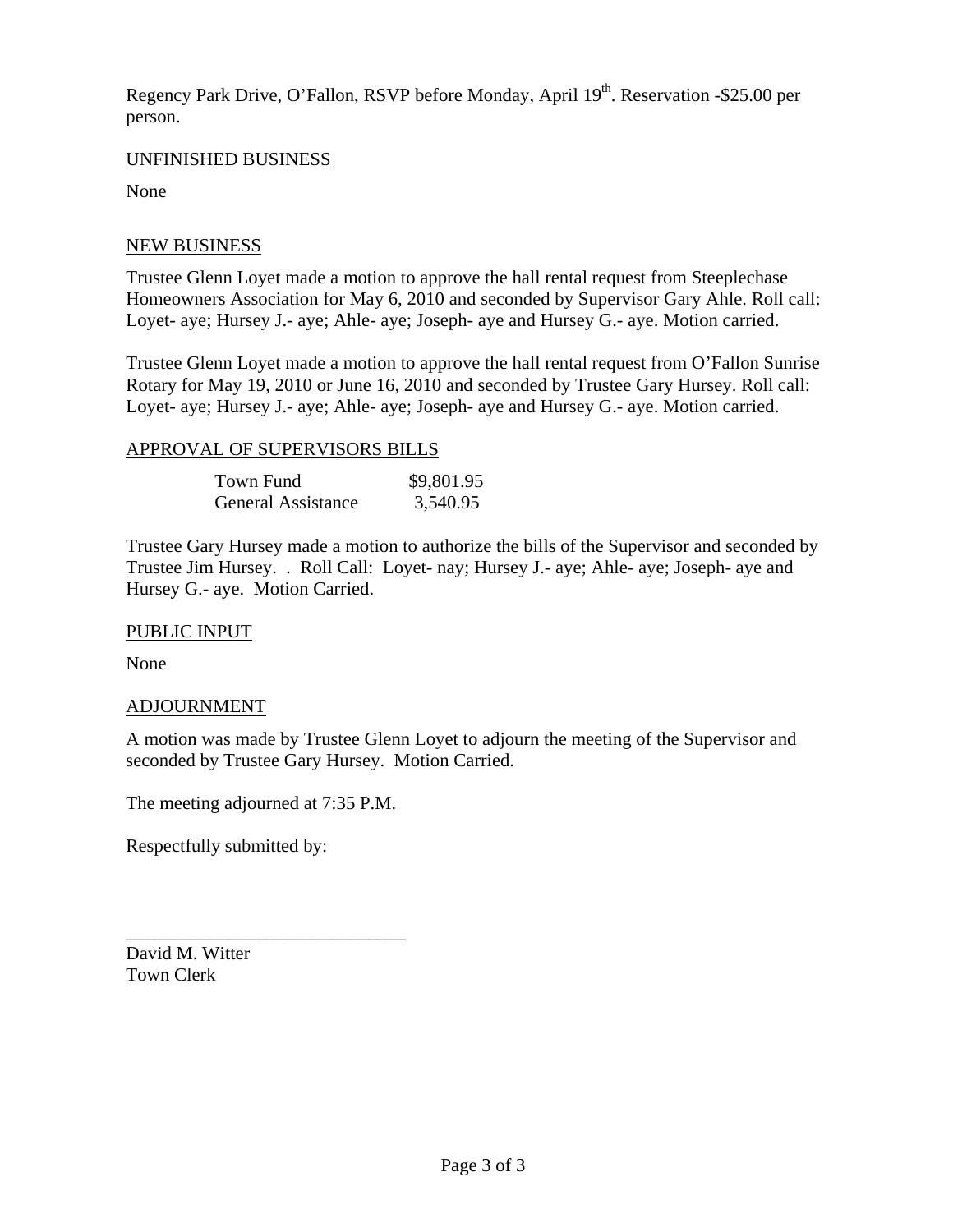Regency Park Drive, O'Fallon, RSVP before Monday, April 19th. Reservation -$25.00 per person.

## UNFINISHED BUSINESS

None

## NEW BUSINESS

Trustee Glenn Loyet made a motion to approve the hall rental request from Steeplechase Homeowners Association for May 6, 2010 and seconded by Supervisor Gary Ahle. Roll call: Loyet- aye; Hursey J.- aye; Ahle- aye; Joseph- aye and Hursey G.- aye. Motion carried.

Trustee Glenn Loyet made a motion to approve the hall rental request from O'Fallon Sunrise Rotary for May 19, 2010 or June 16, 2010 and seconded by Trustee Gary Hursey. Roll call: Loyet- aye; Hursey J.- aye; Ahle- aye; Joseph- aye and Hursey G.- aye. Motion carried.

## APPROVAL OF SUPERVISORS BILLS

| | |
|---|---|
| Town Fund | $9,801.95 |
| General Assistance | 3,540.95 |

Trustee Gary Hursey made a motion to authorize the bills of the Supervisor and seconded by Trustee Jim Hursey. . Roll Call: Loyet- nay; Hursey J.- aye; Ahle- aye; Joseph- aye and Hursey G.- aye. Motion Carried.

## PUBLIC INPUT

None

## ADJOURNMENT

A motion was made by Trustee Glenn Loyet to adjourn the meeting of the Supervisor and seconded by Trustee Gary Hursey. Motion Carried.

The meeting adjourned at 7:35 P.M.

Respectfully submitted by:

______________________________
David M. Witter
Town Clerk